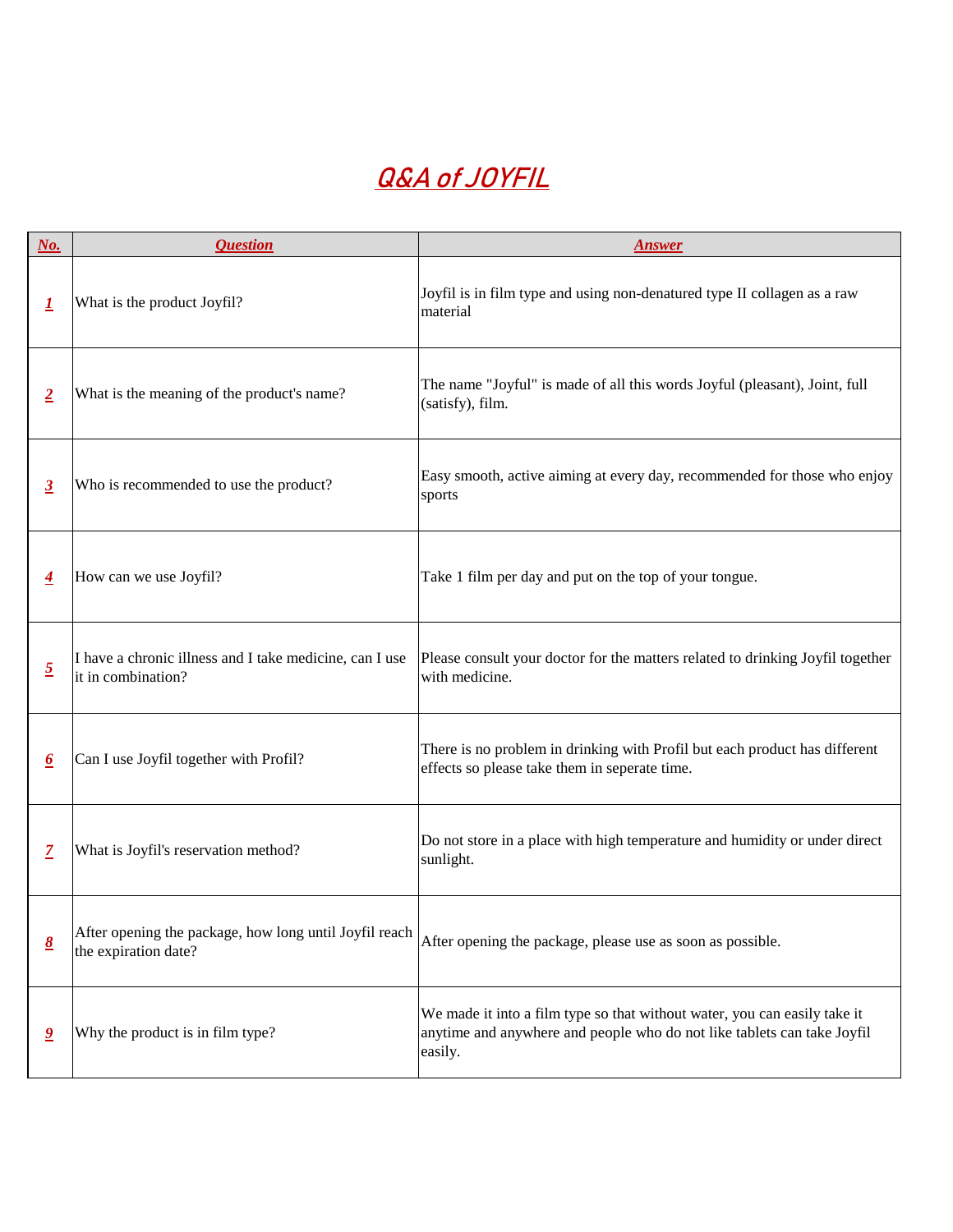# Q&A of JOYFIL

| No. | Question | Answer |
|---|---|---|
| 1 | What is the product Joyfil? | Joyfil is in film type and using non-denatured type II collagen as a raw material |
| 2 | What is the meaning of the product's name? | The name "Joyful" is made of all this words Joyful (pleasant), Joint, full (satisfy), film. |
| 3 | Who is recommended to use the product? | Easy smooth, active aiming at every day, recommended for those who enjoy sports |
| 4 | How can we use Joyfil? | Take 1 film per day and put on the top of your tongue. |
| 5 | I have a chronic illness and I take medicine, can I use it in combination? | Please consult your doctor for the matters related to drinking Joyfil together with medicine. |
| 6 | Can I use Joyfil together with Profil? | There is no problem in drinking with Profil but each product has different effects so please take them in seperate time. |
| 7 | What is Joyfil's reservation method? | Do not store in a place with high temperature and humidity or under direct sunlight. |
| 8 | After opening the package, how long until Joyfil reach the expiration date? | After opening the package, please use as soon as possible. |
| 9 | Why the product is in film type? | We made it into a film type so that without water, you can easily take it anytime and anywhere and people who do not like tablets can take Joyfil easily. |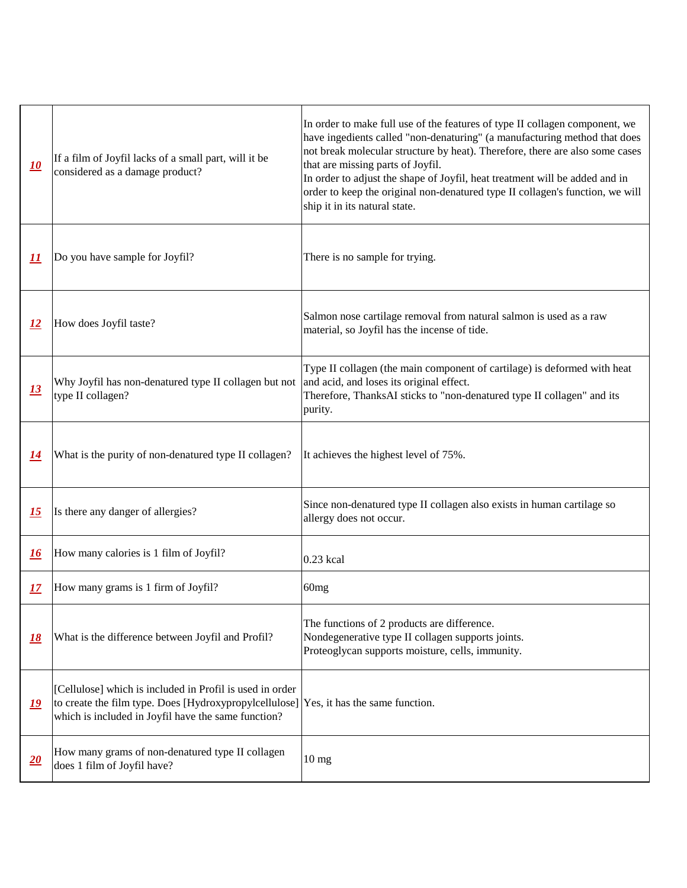| | | |
|---|---|---|
| ***10*** | If a film of Joyfil lacks of a small part, will it be considered as a damage product? | In order to make full use of the features of type II collagen component, we have ingedients called "non-denaturing" (a manufacturing method that does not break molecular structure by heat). Therefore, there are also some cases that are missing parts of Joyfil.<br>In order to adjust the shape of Joyfil, heat treatment will be added and in order to keep the original non-denatured type II collagen's function, we will ship it in its natural state. |
| ***11*** | Do you have sample for Joyfil? | There is no sample for trying. |
| ***12*** | How does Joyfil taste? | Salmon nose cartilage removal from natural salmon is used as a raw material, so Joyfil has the incense of tide. |
| ***13*** | Why Joyfil has non-denatured type II collagen but not type II collagen? | Type II collagen (the main component of cartilage) is deformed with heat and acid, and loses its original effect.<br>Therefore, ThanksAI sticks to "non-denatured type II collagen" and its purity. |
| ***14*** | What is the purity of non-denatured type II collagen? | It achieves the highest level of 75%. |
| ***15*** | Is there any danger of allergies? | Since non-denatured type II collagen also exists in human cartilage so allergy does not occur. |
| ***16*** | How many calories is 1 film of Joyfil? | 0.23 kcal |
| ***17*** | How many grams is 1 firm of Joyfil? | 60mg |
| ***18*** | What is the difference between Joyfil and Profil? | The functions of 2 products are difference.<br>Nondegenerative type II collagen supports joints.<br>Proteoglycan supports moisture, cells, immunity. |
| ***19*** | [Cellulose] which is included in Profil is used in order to create the film type. Does [Hydroxypropylcellulose] which is included in Joyfil have the same function? | Yes, it has the same function. |
| ***20*** | How many grams of non-denatured type II collagen does 1 film of Joyfil have? | 10 mg |